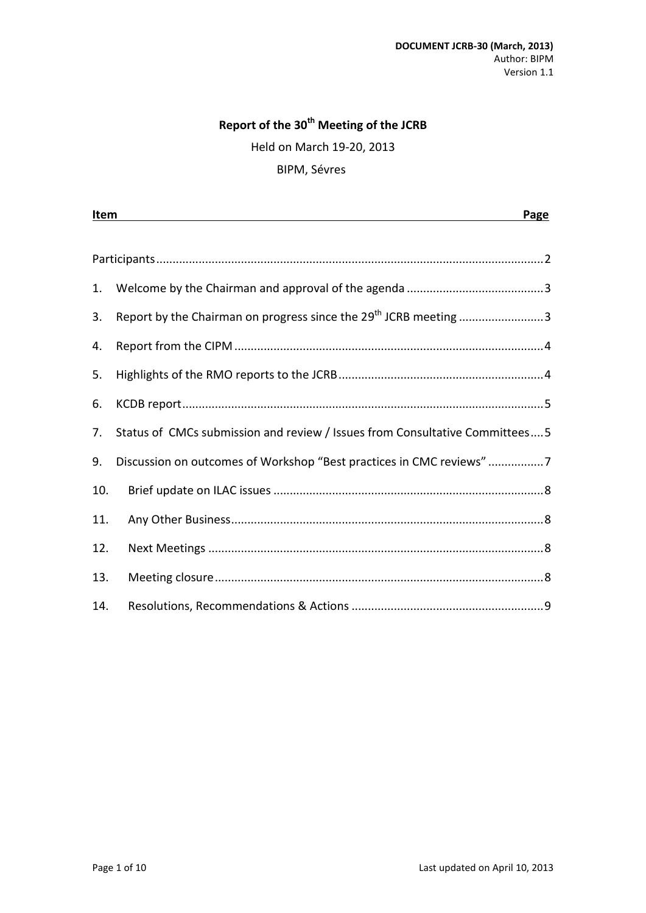**DOCUMENT JCRB-30 (March, 2013)**
Author: BIPM
Version 1.1

# Report of the 30th Meeting of the JCRB

Held on March 19-20, 2013

BIPM, Sévres

| Item | Page |
| --- | --- |
| Participants | 2 |
| 1. Welcome by the Chairman and approval of the agenda | 3 |
| 3. Report by the Chairman on progress since the 29th JCRB meeting | 3 |
| 4. Report from the CIPM | 4 |
| 5. Highlights of the RMO reports to the JCRB | 4 |
| 6. KCDB report | 5 |
| 7. Status of CMCs submission and review / Issues from Consultative Committees | 5 |
| 9. Discussion on outcomes of Workshop "Best practices in CMC reviews" | 7 |
| 10. Brief update on ILAC issues | 8 |
| 11. Any Other Business | 8 |
| 12. Next Meetings | 8 |
| 13. Meeting closure | 8 |
| 14. Resolutions, Recommendations & Actions | 9 |

Last updated on April 10, 2013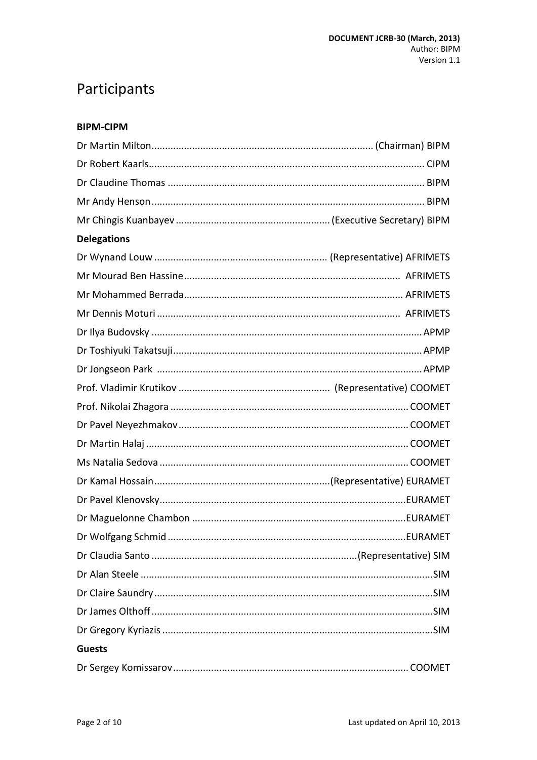# Participants

**BIPM-CIPM**

Dr Martin Milton................................................................................. (Chairman) BIPM

Dr Robert Kaarls..................................................................................................... CIPM

Dr Claudine Thomas .............................................................................................. BIPM

Mr Andy Henson.................................................................................................... BIPM

Mr Chingis Kuanbayev ......................................................... (Executive Secretary) BIPM

**Delegations**

Dr Wynand Louw ............................................................... (Representative) AFRIMETS

Mr Mourad Ben Hassine............................................................................... AFRIMETS

Mr Mohammed Berrada................................................................................ AFRIMETS

Mr Dennis Moturi ......................................................................................... AFRIMETS

Dr Ilya Budovsky ................................................................................................... APMP

Dr Toshiyuki Takatsuji........................................................................................... APMP

Dr Jongseon Park .................................................................................................. APMP

Prof. Vladimir Krutikov ....................................................... (Representative) COOMET

Prof. Nikolai Zhagora ....................................................................................... COOMET

Dr Pavel Neyezhmakov .................................................................................... COOMET

Dr Martin Halaj ................................................................................................ COOMET

Ms Natalia Sedova ........................................................................................... COOMET

Dr Kamal Hossain................................................................(Representative) EURAMET

Dr Pavel Klenovsky.......................................................................................... EURAMET

Dr Maguelonne Chambon ............................................................................... EURAMET

Dr Wolfgang Schmid ....................................................................................... EURAMET

Dr Claudia Santo ...........................................................................(Representative) SIM

Dr Alan Steele ........................................................................................................... SIM

Dr Claire Saundry ...................................................................................................... SIM

Dr James Olthoff ....................................................................................................... SIM

Dr Gregory Kyriazis ................................................................................................... SIM

**Guests**

Dr Sergey Komissarov...................................................................................... COOMET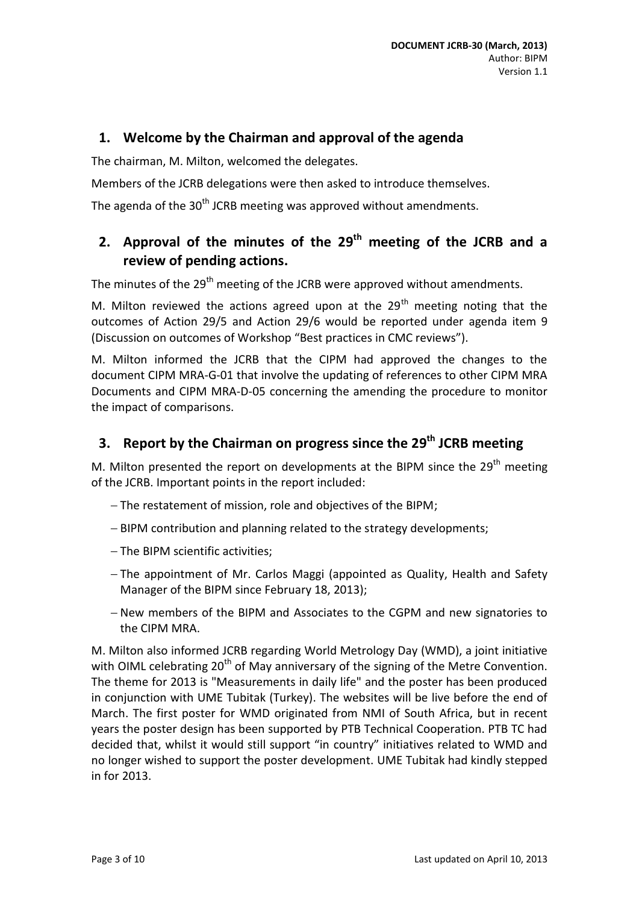## 1. Welcome by the Chairman and approval of the agenda

The chairman, M. Milton, welcomed the delegates.

Members of the JCRB delegations were then asked to introduce themselves.

The agenda of the 30th JCRB meeting was approved without amendments.

## 2. Approval of the minutes of the 29th meeting of the JCRB and a review of pending actions.

The minutes of the 29th meeting of the JCRB were approved without amendments.

M. Milton reviewed the actions agreed upon at the 29th meeting noting that the outcomes of Action 29/5 and Action 29/6 would be reported under agenda item 9 (Discussion on outcomes of Workshop "Best practices in CMC reviews").

M. Milton informed the JCRB that the CIPM had approved the changes to the document CIPM MRA-G-01 that involve the updating of references to other CIPM MRA Documents and CIPM MRA-D-05 concerning the amending the procedure to monitor the impact of comparisons.

## 3. Report by the Chairman on progress since the 29th JCRB meeting

M. Milton presented the report on developments at the BIPM since the 29th meeting of the JCRB. Important points in the report included:

- The restatement of mission, role and objectives of the BIPM;
- BIPM contribution and planning related to the strategy developments;
- The BIPM scientific activities;
- The appointment of Mr. Carlos Maggi (appointed as Quality, Health and Safety Manager of the BIPM since February 18, 2013);
- New members of the BIPM and Associates to the CGPM and new signatories to the CIPM MRA.

M. Milton also informed JCRB regarding World Metrology Day (WMD), a joint initiative with OIML celebrating 20th of May anniversary of the signing of the Metre Convention. The theme for 2013 is "Measurements in daily life" and the poster has been produced in conjunction with UME Tubitak (Turkey). The websites will be live before the end of March. The first poster for WMD originated from NMI of South Africa, but in recent years the poster design has been supported by PTB Technical Cooperation. PTB TC had decided that, whilst it would still support "in country" initiatives related to WMD and no longer wished to support the poster development. UME Tubitak had kindly stepped in for 2013.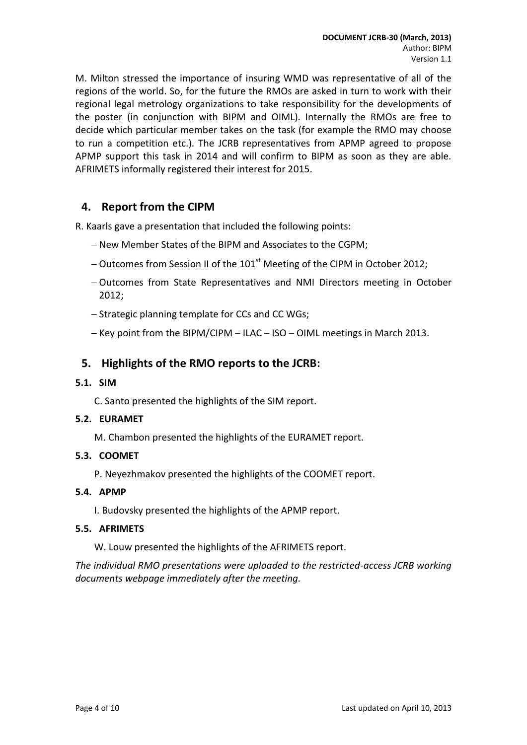M. Milton stressed the importance of insuring WMD was representative of all of the regions of the world. So, for the future the RMOs are asked in turn to work with their regional legal metrology organizations to take responsibility for the developments of the poster (in conjunction with BIPM and OIML). Internally the RMOs are free to decide which particular member takes on the task (for example the RMO may choose to run a competition etc.). The JCRB representatives from APMP agreed to propose APMP support this task in 2014 and will confirm to BIPM as soon as they are able. AFRIMETS informally registered their interest for 2015.

## 4. Report from the CIPM

R. Kaarls gave a presentation that included the following points:

- New Member States of the BIPM and Associates to the CGPM;
- Outcomes from Session II of the 101st Meeting of the CIPM in October 2012;
- Outcomes from State Representatives and NMI Directors meeting in October 2012;
- Strategic planning template for CCs and CC WGs;
- Key point from the BIPM/CIPM – ILAC – ISO – OIML meetings in March 2013.

## 5. Highlights of the RMO reports to the JCRB:

### 5.1. SIM

C. Santo presented the highlights of the SIM report.

### 5.2. EURAMET

M. Chambon presented the highlights of the EURAMET report.

### 5.3. COOMET

P. Neyezhmakov presented the highlights of the COOMET report.

### 5.4. APMP

I. Budovsky presented the highlights of the APMP report.

### 5.5. AFRIMETS

W. Louw presented the highlights of the AFRIMETS report.

*The individual RMO presentations were uploaded to the restricted-access JCRB working documents webpage immediately after the meeting.*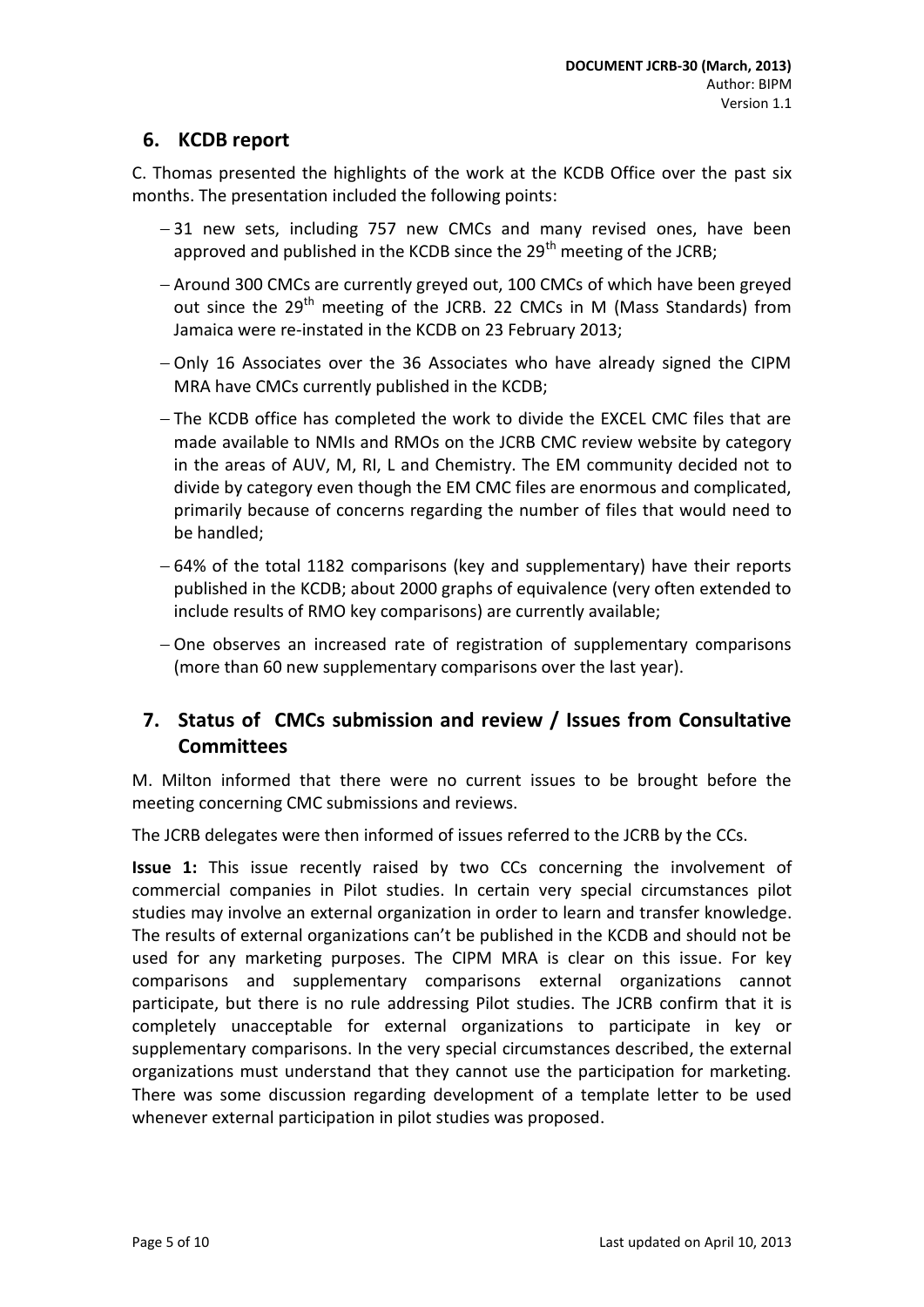## 6. KCDB report

C. Thomas presented the highlights of the work at the KCDB Office over the past six months. The presentation included the following points:

- 31 new sets, including 757 new CMCs and many revised ones, have been approved and published in the KCDB since the 29th meeting of the JCRB;
- Around 300 CMCs are currently greyed out, 100 CMCs of which have been greyed out since the 29th meeting of the JCRB. 22 CMCs in M (Mass Standards) from Jamaica were re-instated in the KCDB on 23 February 2013;
- Only 16 Associates over the 36 Associates who have already signed the CIPM MRA have CMCs currently published in the KCDB;
- The KCDB office has completed the work to divide the EXCEL CMC files that are made available to NMIs and RMOs on the JCRB CMC review website by category in the areas of AUV, M, RI, L and Chemistry. The EM community decided not to divide by category even though the EM CMC files are enormous and complicated, primarily because of concerns regarding the number of files that would need to be handled;
- 64% of the total 1182 comparisons (key and supplementary) have their reports published in the KCDB; about 2000 graphs of equivalence (very often extended to include results of RMO key comparisons) are currently available;
- One observes an increased rate of registration of supplementary comparisons (more than 60 new supplementary comparisons over the last year).

## 7. Status of CMCs submission and review / Issues from Consultative Committees

M. Milton informed that there were no current issues to be brought before the meeting concerning CMC submissions and reviews.

The JCRB delegates were then informed of issues referred to the JCRB by the CCs.

**Issue 1:** This issue recently raised by two CCs concerning the involvement of commercial companies in Pilot studies. In certain very special circumstances pilot studies may involve an external organization in order to learn and transfer knowledge. The results of external organizations can't be published in the KCDB and should not be used for any marketing purposes. The CIPM MRA is clear on this issue. For key comparisons and supplementary comparisons external organizations cannot participate, but there is no rule addressing Pilot studies. The JCRB confirm that it is completely unacceptable for external organizations to participate in key or supplementary comparisons. In the very special circumstances described, the external organizations must understand that they cannot use the participation for marketing. There was some discussion regarding development of a template letter to be used whenever external participation in pilot studies was proposed.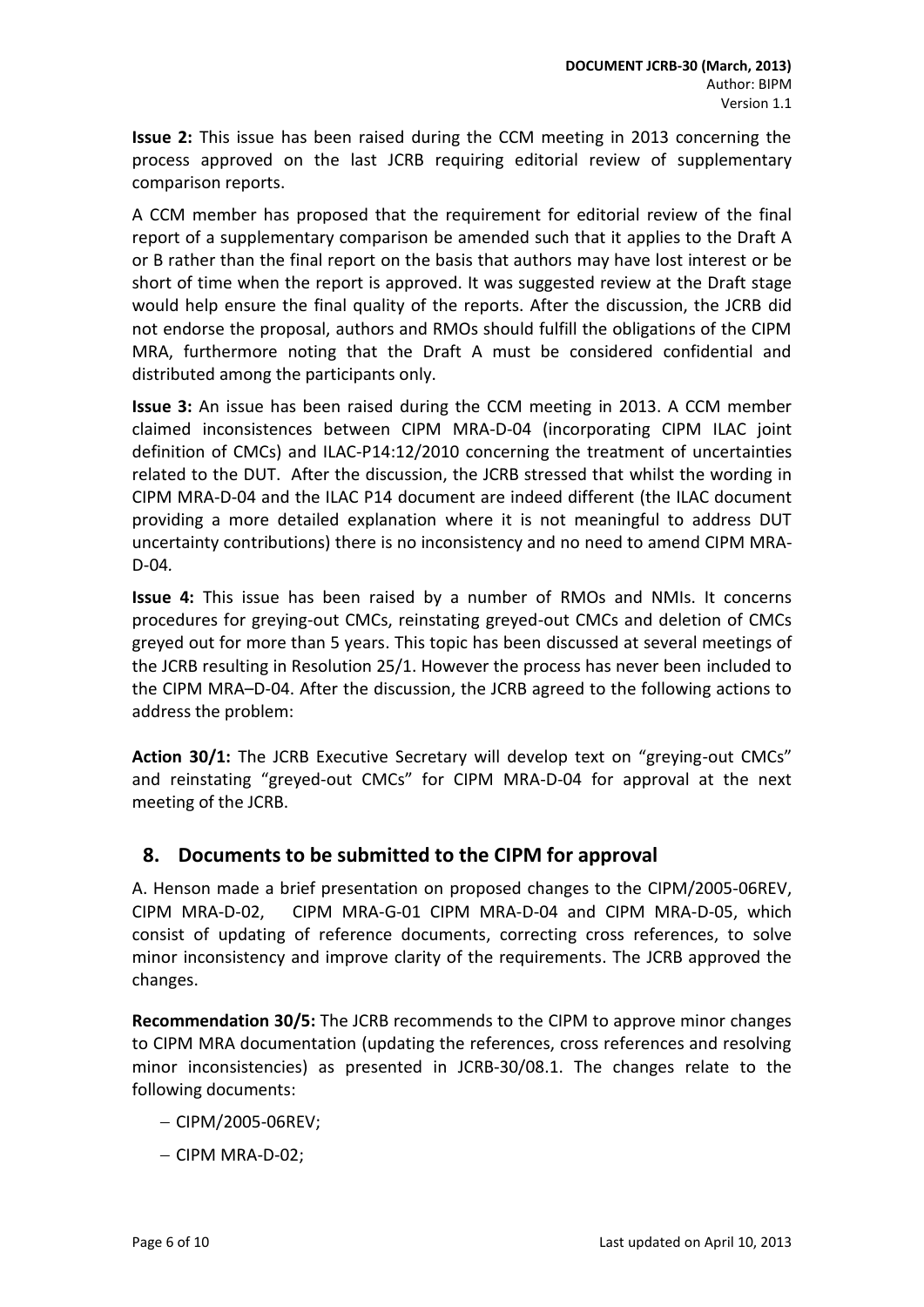**Issue 2:** This issue has been raised during the CCM meeting in 2013 concerning the process approved on the last JCRB requiring editorial review of supplementary comparison reports.

A CCM member has proposed that the requirement for editorial review of the final report of a supplementary comparison be amended such that it applies to the Draft A or B rather than the final report on the basis that authors may have lost interest or be short of time when the report is approved. It was suggested review at the Draft stage would help ensure the final quality of the reports. After the discussion, the JCRB did not endorse the proposal, authors and RMOs should fulfill the obligations of the CIPM MRA, furthermore noting that the Draft A must be considered confidential and distributed among the participants only.

**Issue 3:** An issue has been raised during the CCM meeting in 2013. A CCM member claimed inconsistences between CIPM MRA-D-04 (incorporating CIPM ILAC joint definition of CMCs) and ILAC-P14:12/2010 concerning the treatment of uncertainties related to the DUT. After the discussion, the JCRB stressed that whilst the wording in CIPM MRA-D-04 and the ILAC P14 document are indeed different (the ILAC document providing a more detailed explanation where it is not meaningful to address DUT uncertainty contributions) there is no inconsistency and no need to amend CIPM MRA-D-04.

**Issue 4:** This issue has been raised by a number of RMOs and NMIs. It concerns procedures for greying-out CMCs, reinstating greyed-out CMCs and deletion of CMCs greyed out for more than 5 years. This topic has been discussed at several meetings of the JCRB resulting in Resolution 25/1. However the process has never been included to the CIPM MRA–D-04. After the discussion, the JCRB agreed to the following actions to address the problem:

**Action 30/1:** The JCRB Executive Secretary will develop text on "greying-out CMCs" and reinstating "greyed-out CMCs" for CIPM MRA-D-04 for approval at the next meeting of the JCRB.

## 8. Documents to be submitted to the CIPM for approval

A. Henson made a brief presentation on proposed changes to the CIPM/2005-06REV, CIPM MRA-D-02, CIPM MRA-G-01 CIPM MRA-D-04 and CIPM MRA-D-05, which consist of updating of reference documents, correcting cross references, to solve minor inconsistency and improve clarity of the requirements. The JCRB approved the changes.

**Recommendation 30/5:** The JCRB recommends to the CIPM to approve minor changes to CIPM MRA documentation (updating the references, cross references and resolving minor inconsistencies) as presented in JCRB-30/08.1. The changes relate to the following documents:

- CIPM/2005-06REV;
- CIPM MRA-D-02;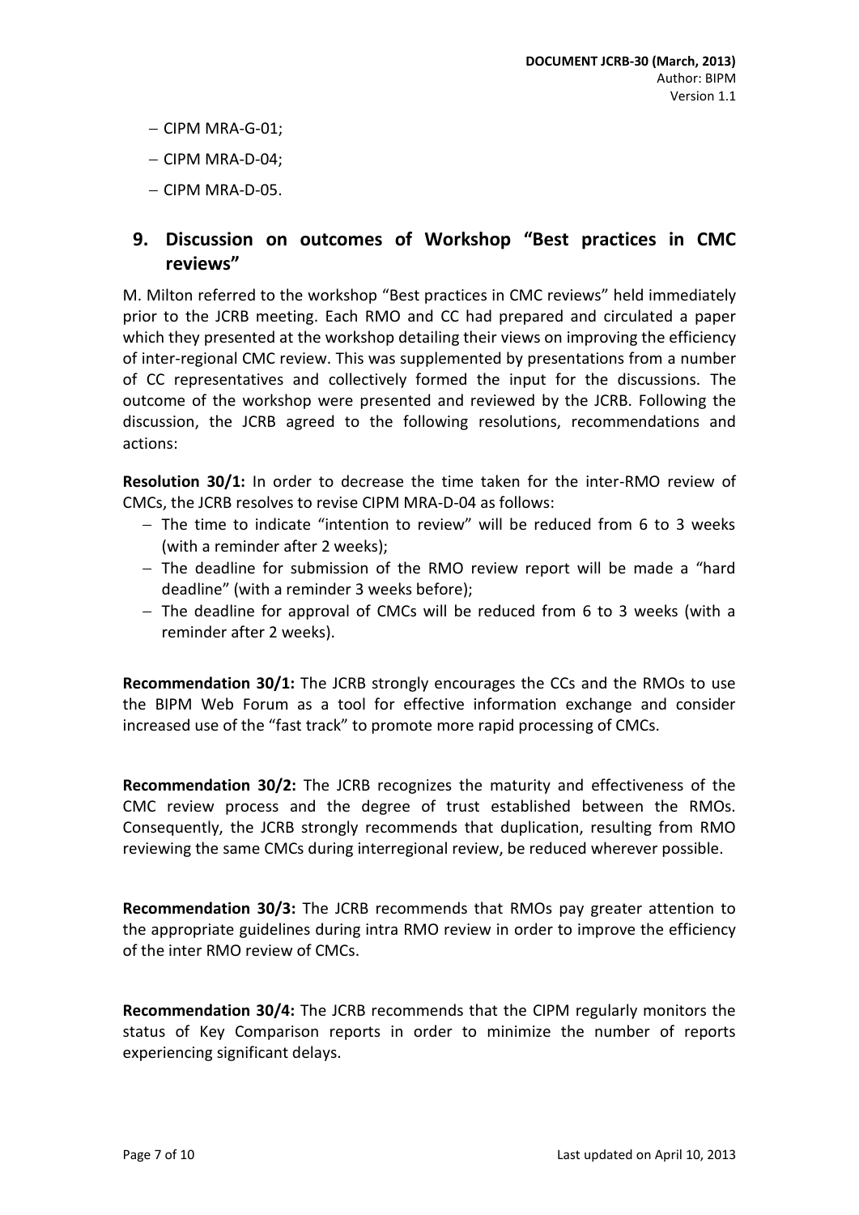- CIPM MRA-G-01;
- CIPM MRA-D-04;
- CIPM MRA-D-05.

## 9. Discussion on outcomes of Workshop "Best practices in CMC reviews"

M. Milton referred to the workshop "Best practices in CMC reviews" held immediately prior to the JCRB meeting. Each RMO and CC had prepared and circulated a paper which they presented at the workshop detailing their views on improving the efficiency of inter-regional CMC review. This was supplemented by presentations from a number of CC representatives and collectively formed the input for the discussions. The outcome of the workshop were presented and reviewed by the JCRB. Following the discussion, the JCRB agreed to the following resolutions, recommendations and actions:

**Resolution 30/1:** In order to decrease the time taken for the inter-RMO review of CMCs, the JCRB resolves to revise CIPM MRA-D-04 as follows:

- The time to indicate "intention to review" will be reduced from 6 to 3 weeks (with a reminder after 2 weeks);
- The deadline for submission of the RMO review report will be made a "hard deadline" (with a reminder 3 weeks before);
- The deadline for approval of CMCs will be reduced from 6 to 3 weeks (with a reminder after 2 weeks).

**Recommendation 30/1:** The JCRB strongly encourages the CCs and the RMOs to use the BIPM Web Forum as a tool for effective information exchange and consider increased use of the "fast track" to promote more rapid processing of CMCs.

**Recommendation 30/2:** The JCRB recognizes the maturity and effectiveness of the CMC review process and the degree of trust established between the RMOs. Consequently, the JCRB strongly recommends that duplication, resulting from RMO reviewing the same CMCs during interregional review, be reduced wherever possible.

**Recommendation 30/3:** The JCRB recommends that RMOs pay greater attention to the appropriate guidelines during intra RMO review in order to improve the efficiency of the inter RMO review of CMCs.

**Recommendation 30/4:** The JCRB recommends that the CIPM regularly monitors the status of Key Comparison reports in order to minimize the number of reports experiencing significant delays.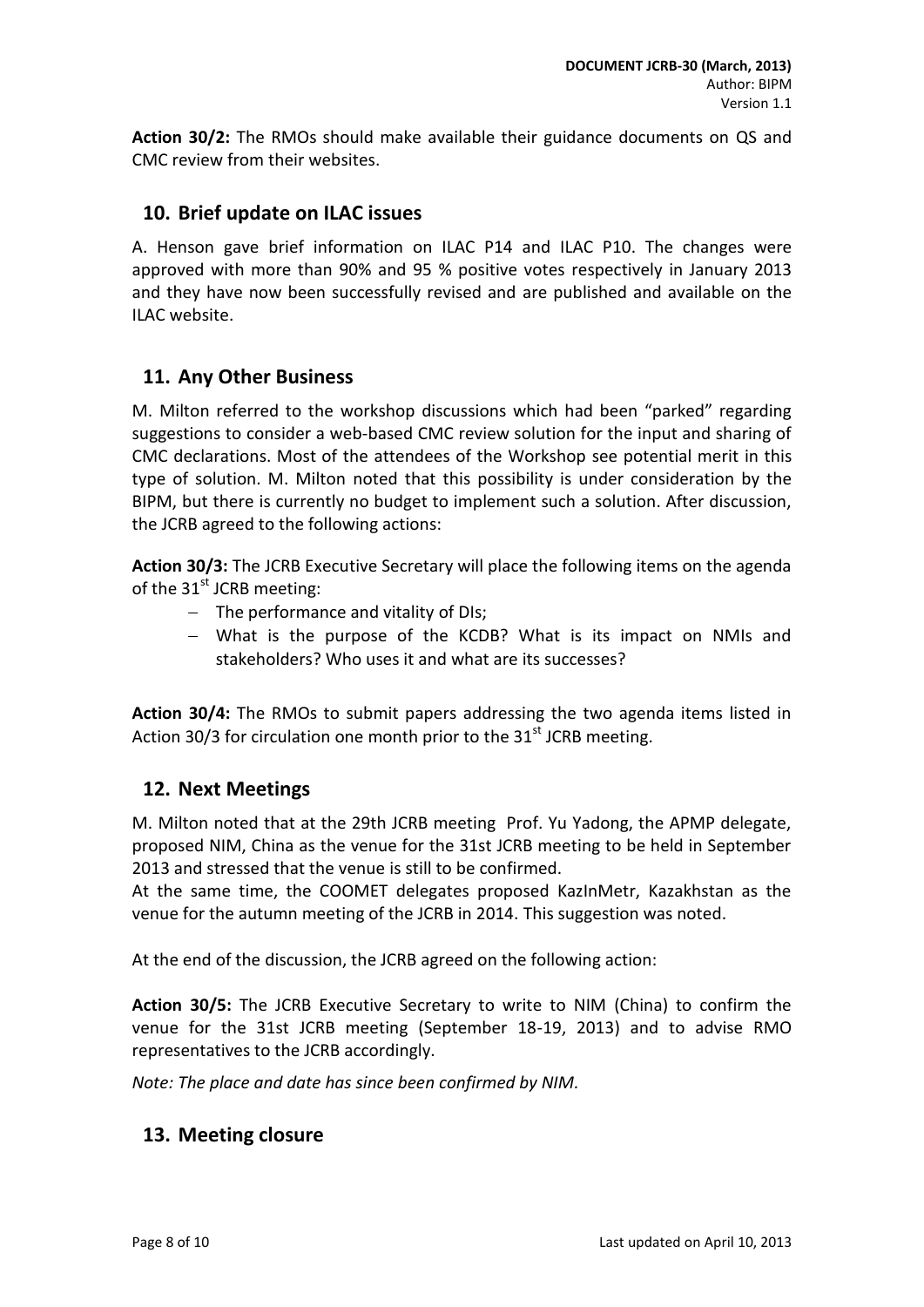**Action 30/2:** The RMOs should make available their guidance documents on QS and CMC review from their websites.

## 10. Brief update on ILAC issues

A. Henson gave brief information on ILAC P14 and ILAC P10. The changes were approved with more than 90% and 95 % positive votes respectively in January 2013 and they have now been successfully revised and are published and available on the ILAC website.

## 11. Any Other Business

M. Milton referred to the workshop discussions which had been "parked" regarding suggestions to consider a web-based CMC review solution for the input and sharing of CMC declarations. Most of the attendees of the Workshop see potential merit in this type of solution. M. Milton noted that this possibility is under consideration by the BIPM, but there is currently no budget to implement such a solution. After discussion, the JCRB agreed to the following actions:

**Action 30/3:** The JCRB Executive Secretary will place the following items on the agenda of the 31st JCRB meeting:

- The performance and vitality of DIs;
- What is the purpose of the KCDB? What is its impact on NMIs and stakeholders? Who uses it and what are its successes?

**Action 30/4:** The RMOs to submit papers addressing the two agenda items listed in Action 30/3 for circulation one month prior to the 31st JCRB meeting.

## 12. Next Meetings

M. Milton noted that at the 29th JCRB meeting Prof. Yu Yadong, the APMP delegate, proposed NIM, China as the venue for the 31st JCRB meeting to be held in September 2013 and stressed that the venue is still to be confirmed.
At the same time, the COOMET delegates proposed KazInMetr, Kazakhstan as the venue for the autumn meeting of the JCRB in 2014. This suggestion was noted.

At the end of the discussion, the JCRB agreed on the following action:

**Action 30/5:** The JCRB Executive Secretary to write to NIM (China) to confirm the venue for the 31st JCRB meeting (September 18-19, 2013) and to advise RMO representatives to the JCRB accordingly.

*Note: The place and date has since been confirmed by NIM.*

## 13. Meeting closure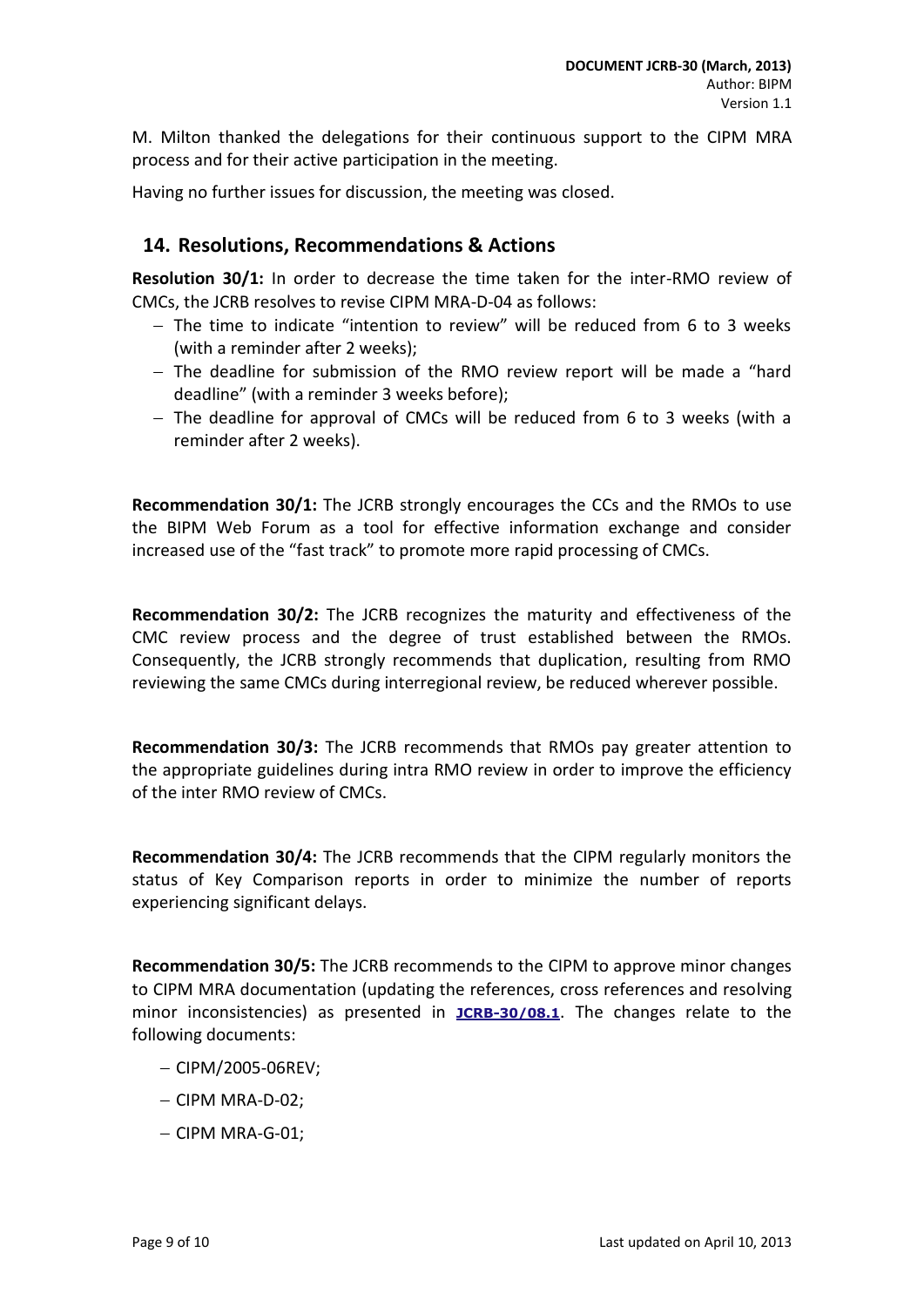M. Milton thanked the delegations for their continuous support to the CIPM MRA process and for their active participation in the meeting.

Having no further issues for discussion, the meeting was closed.

## 14. Resolutions, Recommendations & Actions

**Resolution 30/1:** In order to decrease the time taken for the inter-RMO review of CMCs, the JCRB resolves to revise CIPM MRA-D-04 as follows:

- The time to indicate "intention to review" will be reduced from 6 to 3 weeks (with a reminder after 2 weeks);
- The deadline for submission of the RMO review report will be made a "hard deadline" (with a reminder 3 weeks before);
- The deadline for approval of CMCs will be reduced from 6 to 3 weeks (with a reminder after 2 weeks).

**Recommendation 30/1:** The JCRB strongly encourages the CCs and the RMOs to use the BIPM Web Forum as a tool for effective information exchange and consider increased use of the "fast track" to promote more rapid processing of CMCs.

**Recommendation 30/2:** The JCRB recognizes the maturity and effectiveness of the CMC review process and the degree of trust established between the RMOs. Consequently, the JCRB strongly recommends that duplication, resulting from RMO reviewing the same CMCs during interregional review, be reduced wherever possible.

**Recommendation 30/3:** The JCRB recommends that RMOs pay greater attention to the appropriate guidelines during intra RMO review in order to improve the efficiency of the inter RMO review of CMCs.

**Recommendation 30/4:** The JCRB recommends that the CIPM regularly monitors the status of Key Comparison reports in order to minimize the number of reports experiencing significant delays.

**Recommendation 30/5:** The JCRB recommends to the CIPM to approve minor changes to CIPM MRA documentation (updating the references, cross references and resolving minor inconsistencies) as presented in JCRB-30/08.1. The changes relate to the following documents:

- CIPM/2005-06REV;
- CIPM MRA-D-02;
- CIPM MRA-G-01;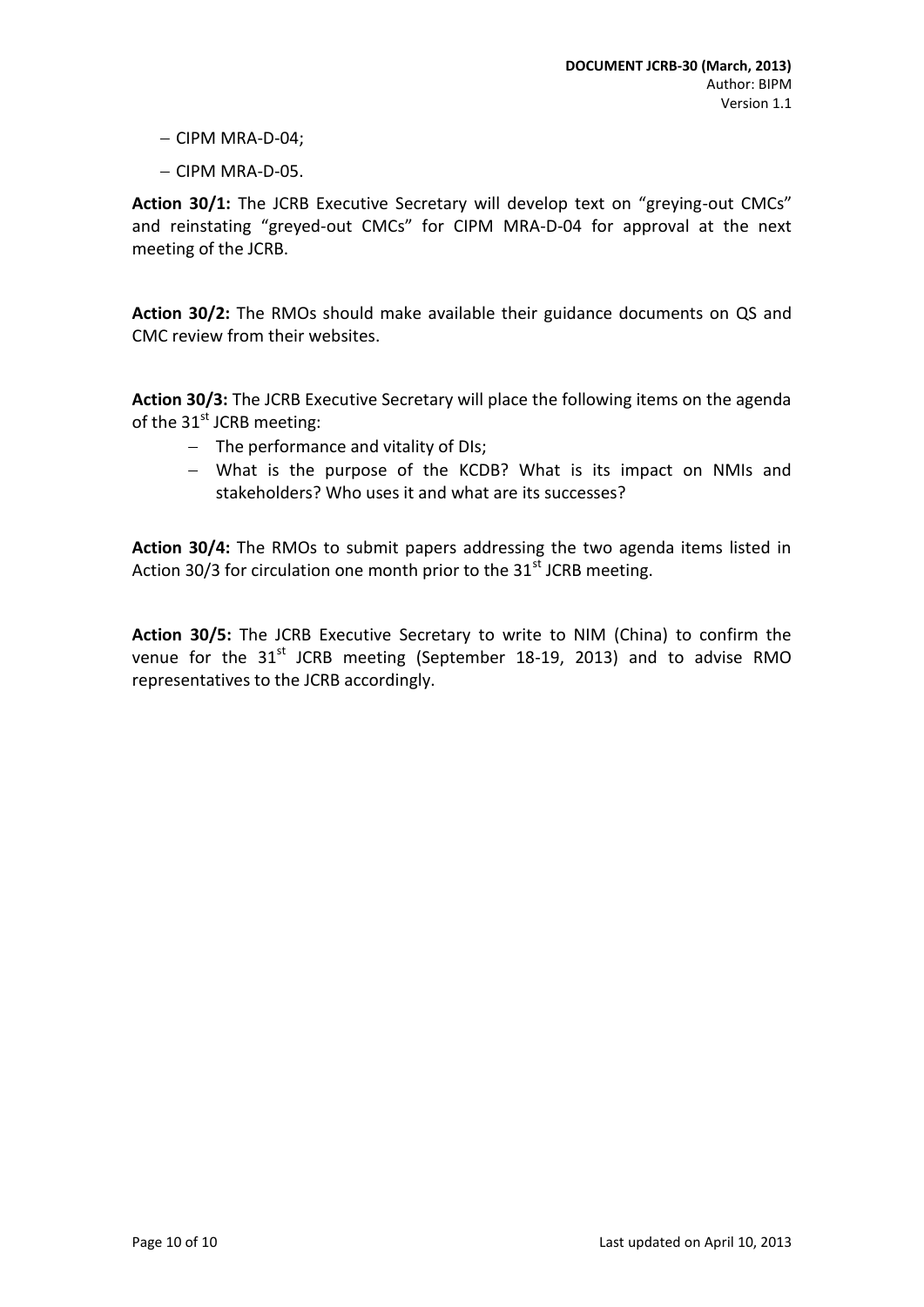- CIPM MRA-D-04;
- CIPM MRA-D-05.

**Action 30/1:** The JCRB Executive Secretary will develop text on "greying-out CMCs" and reinstating "greyed-out CMCs" for CIPM MRA-D-04 for approval at the next meeting of the JCRB.

**Action 30/2:** The RMOs should make available their guidance documents on QS and CMC review from their websites.

**Action 30/3:** The JCRB Executive Secretary will place the following items on the agenda of the 31st JCRB meeting:

- The performance and vitality of DIs;
- What is the purpose of the KCDB? What is its impact on NMIs and stakeholders? Who uses it and what are its successes?

**Action 30/4:** The RMOs to submit papers addressing the two agenda items listed in Action 30/3 for circulation one month prior to the 31st JCRB meeting.

**Action 30/5:** The JCRB Executive Secretary to write to NIM (China) to confirm the venue for the 31st JCRB meeting (September 18-19, 2013) and to advise RMO representatives to the JCRB accordingly.